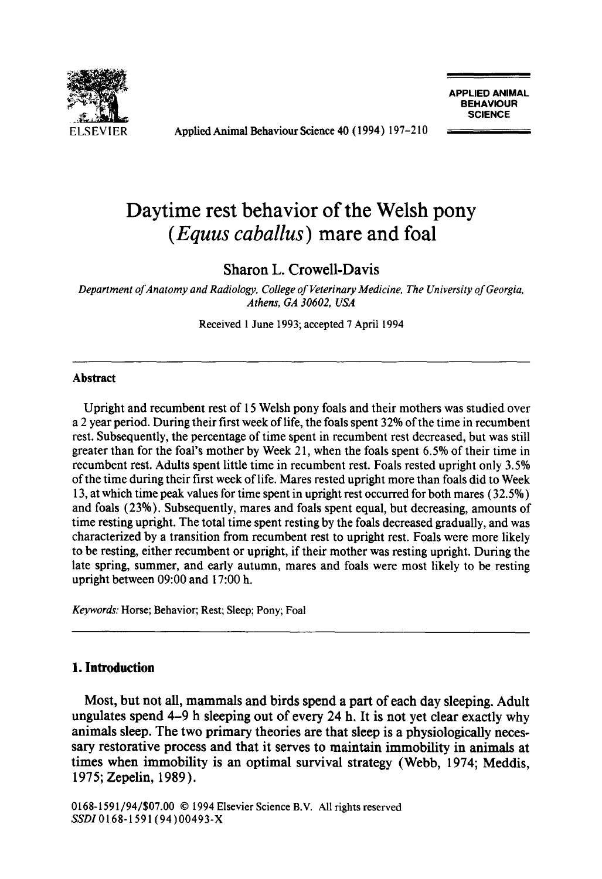# Daytime rest behavior of the Welsh pony (*Equus caballus*) mare and foal

Sharon L. Crowell-Davis

*Department of Anatomy and Radiology, College of Veterinary Medicine, The University of Georgia, Athens, GA 30602, USA*

Received 1 June 1993; accepted 7 April 1994

---

**Abstract**

Upright and recumbent rest of 15 Welsh pony foals and their mothers was studied over a 2 year period. During their first week of life, the foals spent 32% of the time in recumbent rest. Subsequently, the percentage of time spent in recumbent rest decreased, but was still greater than for the foal's mother by Week 21, when the foals spent 6.5% of their time in recumbent rest. Adults spent little time in recumbent rest. Foals rested upright only 3.5% of the time during their first week of life. Mares rested upright more than foals did to Week 13, at which time peak values for time spent in upright rest occurred for both mares (32.5%) and foals (23%). Subsequently, mares and foals spent equal, but decreasing, amounts of time resting upright. The total time spent resting by the foals decreased gradually, and was characterized by a transition from recumbent rest to upright rest. Foals were more likely to be resting, either recumbent or upright, if their mother was resting upright. During the late spring, summer, and early autumn, mares and foals were most likely to be resting upright between 09:00 and 17:00 h.

*Keywords:* Horse; Behavior; Rest; Sleep; Pony; Foal

---

## 1. Introduction

Most, but not all, mammals and birds spend a part of each day sleeping. Adult ungulates spend 4–9 h sleeping out of every 24 h. It is not yet clear exactly why animals sleep. The two primary theories are that sleep is a physiologically necessary restorative process and that it serves to maintain immobility in animals at times when immobility is an optimal survival strategy (Webb, 1974; Meddis, 1975; Zepelin, 1989).

0168-1591/94/$07.00 © 1994 Elsevier Science B.V. All rights reserved
*SSDI* 0168-1591(94)00493-X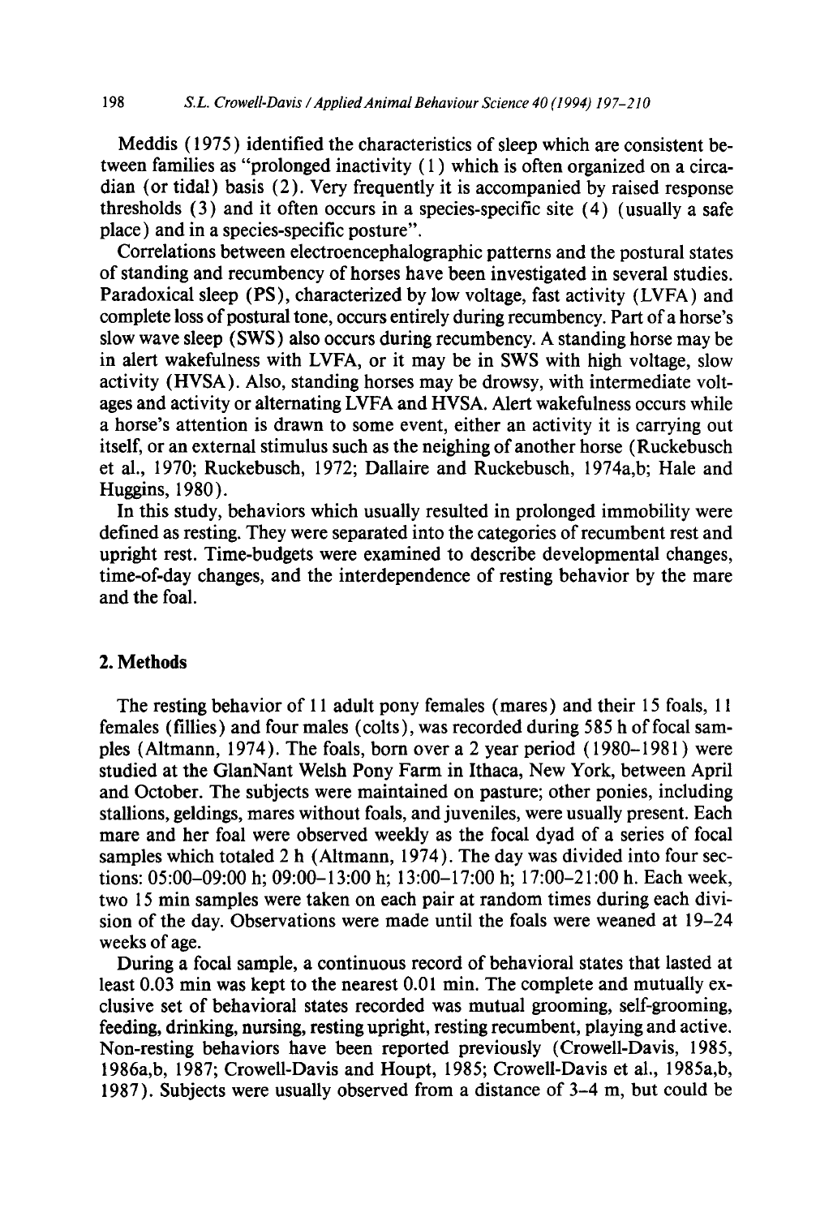Meddis (1975) identified the characteristics of sleep which are consistent between families as "prolonged inactivity (1) which is often organized on a circadian (or tidal) basis (2). Very frequently it is accompanied by raised response thresholds (3) and it often occurs in a species-specific site (4) (usually a safe place) and in a species-specific posture".

Correlations between electroencephalographic patterns and the postural states of standing and recumbency of horses have been investigated in several studies. Paradoxical sleep (PS), characterized by low voltage, fast activity (LVFA) and complete loss of postural tone, occurs entirely during recumbency. Part of a horse's slow wave sleep (SWS) also occurs during recumbency. A standing horse may be in alert wakefulness with LVFA, or it may be in SWS with high voltage, slow activity (HVSA). Also, standing horses may be drowsy, with intermediate voltages and activity or alternating LVFA and HVSA. Alert wakefulness occurs while a horse's attention is drawn to some event, either an activity it is carrying out itself, or an external stimulus such as the neighing of another horse (Ruckebusch et al., 1970; Ruckebusch, 1972; Dallaire and Ruckebusch, 1974a,b; Hale and Huggins, 1980).

In this study, behaviors which usually resulted in prolonged immobility were defined as resting. They were separated into the categories of recumbent rest and upright rest. Time-budgets were examined to describe developmental changes, time-of-day changes, and the interdependence of resting behavior by the mare and the foal.

## 2. Methods

The resting behavior of 11 adult pony females (mares) and their 15 foals, 11 females (fillies) and four males (colts), was recorded during 585 h of focal samples (Altmann, 1974). The foals, born over a 2 year period (1980–1981) were studied at the GlanNant Welsh Pony Farm in Ithaca, New York, between April and October. The subjects were maintained on pasture; other ponies, including stallions, geldings, mares without foals, and juveniles, were usually present. Each mare and her foal were observed weekly as the focal dyad of a series of focal samples which totaled 2 h (Altmann, 1974). The day was divided into four sections: 05:00–09:00 h; 09:00–13:00 h; 13:00–17:00 h; 17:00–21:00 h. Each week, two 15 min samples were taken on each pair at random times during each division of the day. Observations were made until the foals were weaned at 19–24 weeks of age.

During a focal sample, a continuous record of behavioral states that lasted at least 0.03 min was kept to the nearest 0.01 min. The complete and mutually exclusive set of behavioral states recorded was mutual grooming, self-grooming, feeding, drinking, nursing, resting upright, resting recumbent, playing and active. Non-resting behaviors have been reported previously (Crowell-Davis, 1985, 1986a,b, 1987; Crowell-Davis and Houpt, 1985; Crowell-Davis et al., 1985a,b, 1987). Subjects were usually observed from a distance of 3–4 m, but could be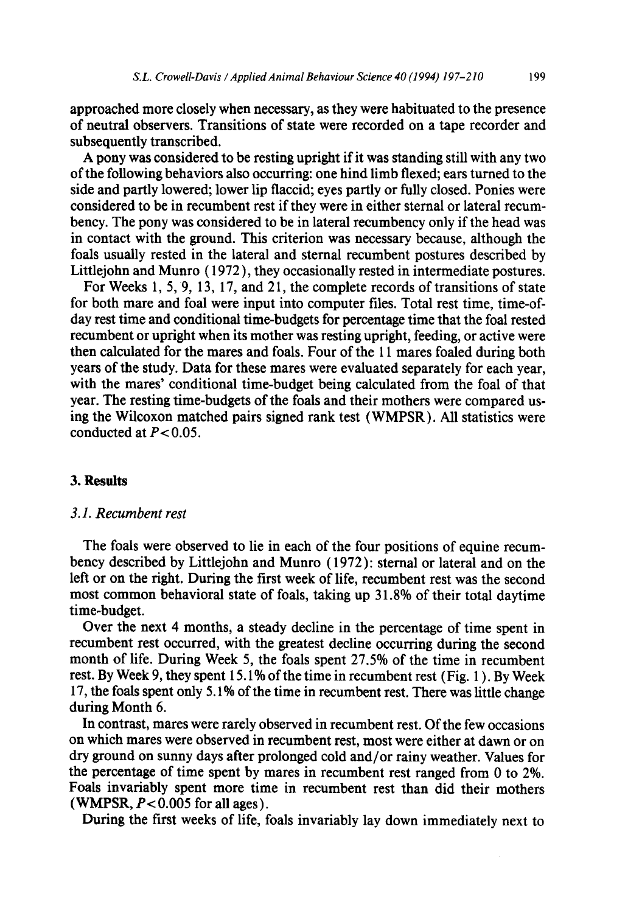approached more closely when necessary, as they were habituated to the presence of neutral observers. Transitions of state were recorded on a tape recorder and subsequently transcribed.

A pony was considered to be resting upright if it was standing still with any two of the following behaviors also occurring: one hind limb flexed; ears turned to the side and partly lowered; lower lip flaccid; eyes partly or fully closed. Ponies were considered to be in recumbent rest if they were in either sternal or lateral recumbency. The pony was considered to be in lateral recumbency only if the head was in contact with the ground. This criterion was necessary because, although the foals usually rested in the lateral and sternal recumbent postures described by Littlejohn and Munro (1972), they occasionally rested in intermediate postures.

For Weeks 1, 5, 9, 13, 17, and 21, the complete records of transitions of state for both mare and foal were input into computer files. Total rest time, time-of-day rest time and conditional time-budgets for percentage time that the foal rested recumbent or upright when its mother was resting upright, feeding, or active were then calculated for the mares and foals. Four of the 11 mares foaled during both years of the study. Data for these mares were evaluated separately for each year, with the mares' conditional time-budget being calculated from the foal of that year. The resting time-budgets of the foals and their mothers were compared using the Wilcoxon matched pairs signed rank test (WMPSR). All statistics were conducted at $P<0.05$.

## 3. Results

### 3.1. Recumbent rest

The foals were observed to lie in each of the four positions of equine recumbency described by Littlejohn and Munro (1972): sternal or lateral and on the left or on the right. During the first week of life, recumbent rest was the second most common behavioral state of foals, taking up 31.8% of their total daytime time-budget.

Over the next 4 months, a steady decline in the percentage of time spent in recumbent rest occurred, with the greatest decline occurring during the second month of life. During Week 5, the foals spent 27.5% of the time in recumbent rest. By Week 9, they spent 15.1% of the time in recumbent rest (Fig. 1). By Week 17, the foals spent only 5.1% of the time in recumbent rest. There was little change during Month 6.

In contrast, mares were rarely observed in recumbent rest. Of the few occasions on which mares were observed in recumbent rest, most were either at dawn or on dry ground on sunny days after prolonged cold and/or rainy weather. Values for the percentage of time spent by mares in recumbent rest ranged from 0 to 2%. Foals invariably spent more time in recumbent rest than did their mothers (WMPSR, $P<0.005$ for all ages).

During the first weeks of life, foals invariably lay down immediately next to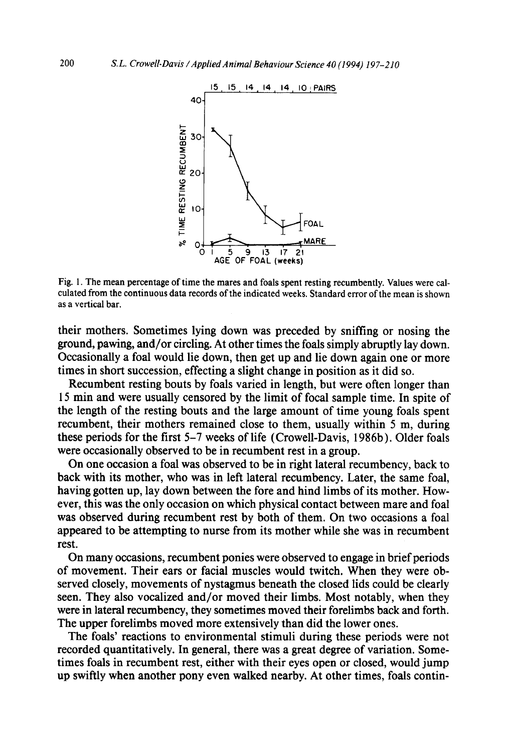Fig. 1. The mean percentage of time the mares and foals spent resting recumbently. Values were calculated from the continuous data records of the indicated weeks. Standard error of the mean is shown as a vertical bar.

their mothers. Sometimes lying down was preceded by sniffing or nosing the ground, pawing, and/or circling. At other times the foals simply abruptly lay down. Occasionally a foal would lie down, then get up and lie down again one or more times in short succession, effecting a slight change in position as it did so.

Recumbent resting bouts by foals varied in length, but were often longer than 15 min and were usually censored by the limit of focal sample time. In spite of the length of the resting bouts and the large amount of time young foals spent recumbent, their mothers remained close to them, usually within 5 m, during these periods for the first 5–7 weeks of life (Crowell-Davis, 1986b). Older foals were occasionally observed to be in recumbent rest in a group.

On one occasion a foal was observed to be in right lateral recumbency, back to back with its mother, who was in left lateral recumbency. Later, the same foal, having gotten up, lay down between the fore and hind limbs of its mother. However, this was the only occasion on which physical contact between mare and foal was observed during recumbent rest by both of them. On two occasions a foal appeared to be attempting to nurse from its mother while she was in recumbent rest.

On many occasions, recumbent ponies were observed to engage in brief periods of movement. Their ears or facial muscles would twitch. When they were observed closely, movements of nystagmus beneath the closed lids could be clearly seen. They also vocalized and/or moved their limbs. Most notably, when they were in lateral recumbency, they sometimes moved their forelimbs back and forth. The upper forelimbs moved more extensively than did the lower ones.

The foals' reactions to environmental stimuli during these periods were not recorded quantitatively. In general, there was a great degree of variation. Sometimes foals in recumbent rest, either with their eyes open or closed, would jump up swiftly when another pony even walked nearby. At other times, foals contin-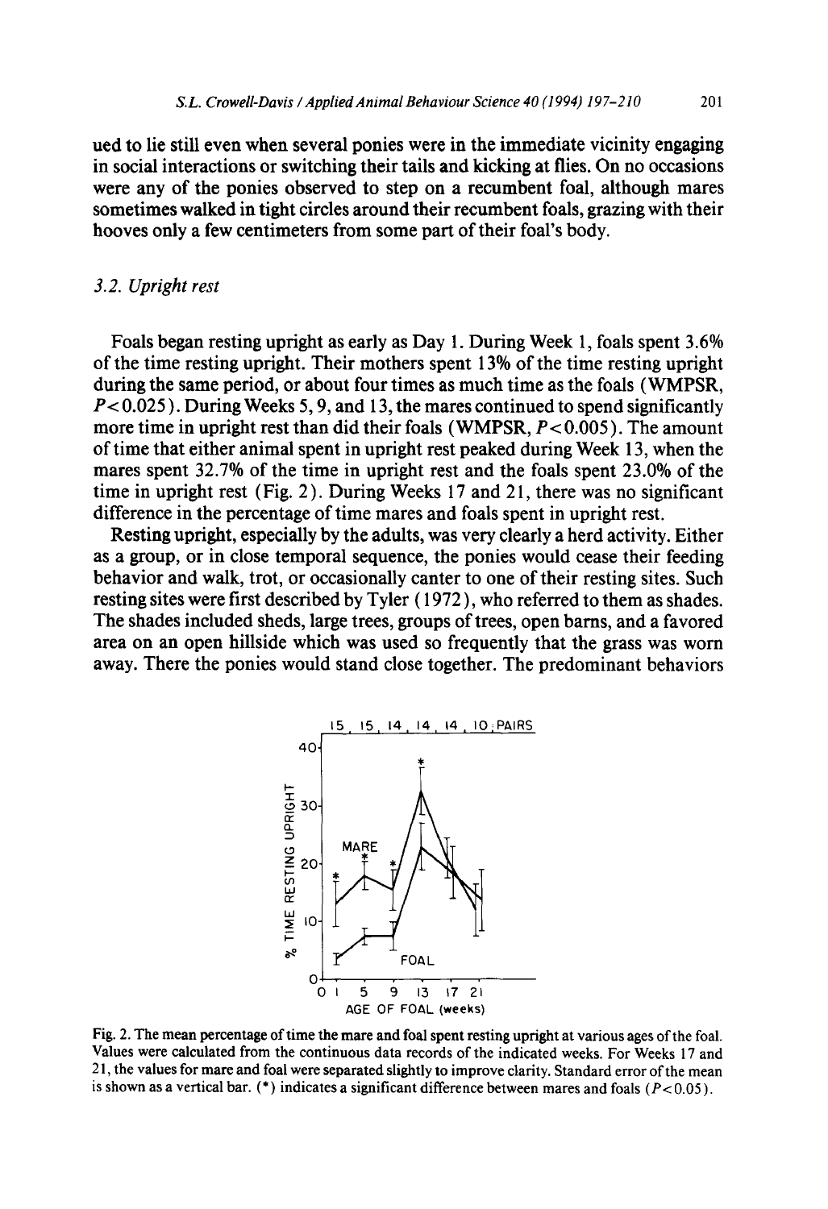ued to lie still even when several ponies were in the immediate vicinity engaging in social interactions or switching their tails and kicking at flies. On no occasions were any of the ponies observed to step on a recumbent foal, although mares sometimes walked in tight circles around their recumbent foals, grazing with their hooves only a few centimeters from some part of their foal's body.

### 3.2. Upright rest

Foals began resting upright as early as Day 1. During Week 1, foals spent 3.6% of the time resting upright. Their mothers spent 13% of the time resting upright during the same period, or about four times as much time as the foals (WMPSR, $P < 0.025$). During Weeks 5, 9, and 13, the mares continued to spend significantly more time in upright rest than did their foals (WMPSR, $P < 0.005$). The amount of time that either animal spent in upright rest peaked during Week 13, when the mares spent 32.7% of the time in upright rest and the foals spent 23.0% of the time in upright rest (Fig. 2). During Weeks 17 and 21, there was no significant difference in the percentage of time mares and foals spent in upright rest.

Resting upright, especially by the adults, was very clearly a herd activity. Either as a group, or in close temporal sequence, the ponies would cease their feeding behavior and walk, trot, or occasionally canter to one of their resting sites. Such resting sites were first described by Tyler (1972), who referred to them as shades. The shades included sheds, large trees, groups of trees, open barns, and a favored area on an open hillside which was used so frequently that the grass was worn away. There the ponies would stand close together. The predominant behaviors

Fig. 2. The mean percentage of time the mare and foal spent resting upright at various ages of the foal. Values were calculated from the continuous data records of the indicated weeks. For Weeks 17 and 21, the values for mare and foal were separated slightly to improve clarity. Standard error of the mean is shown as a vertical bar. (*) indicates a significant difference between mares and foals ($P < 0.05$).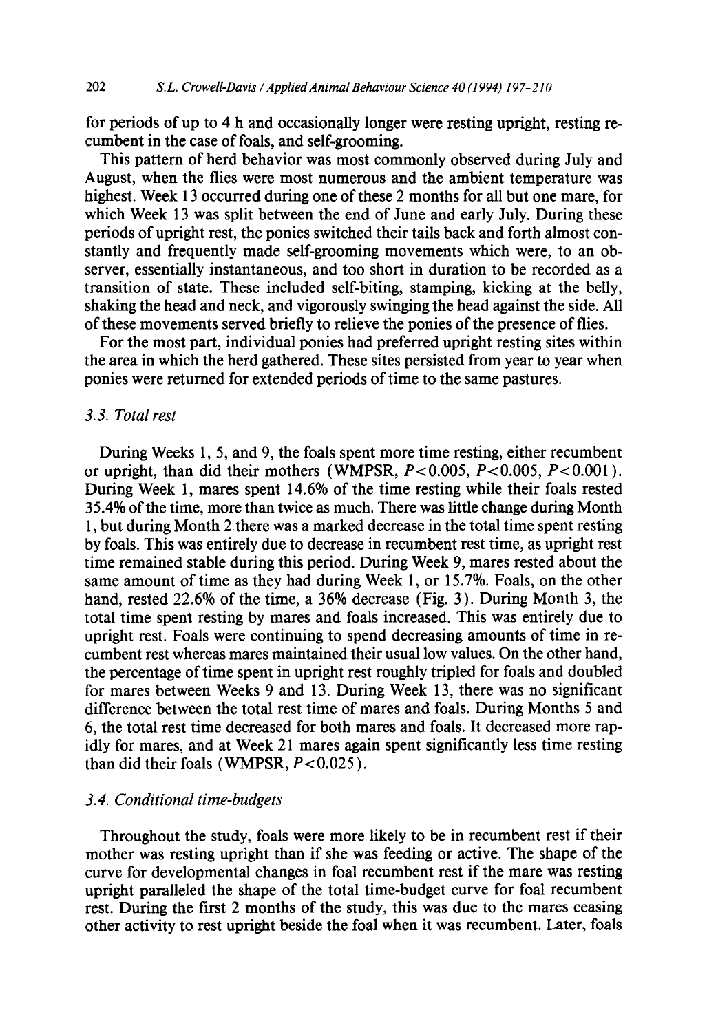for periods of up to 4 h and occasionally longer were resting upright, resting recumbent in the case of foals, and self-grooming.

This pattern of herd behavior was most commonly observed during July and August, when the flies were most numerous and the ambient temperature was highest. Week 13 occurred during one of these 2 months for all but one mare, for which Week 13 was split between the end of June and early July. During these periods of upright rest, the ponies switched their tails back and forth almost constantly and frequently made self-grooming movements which were, to an observer, essentially instantaneous, and too short in duration to be recorded as a transition of state. These included self-biting, stamping, kicking at the belly, shaking the head and neck, and vigorously swinging the head against the side. All of these movements served briefly to relieve the ponies of the presence of flies.

For the most part, individual ponies had preferred upright resting sites within the area in which the herd gathered. These sites persisted from year to year when ponies were returned for extended periods of time to the same pastures.

### 3.3. Total rest

During Weeks 1, 5, and 9, the foals spent more time resting, either recumbent or upright, than did their mothers (WMPSR, $P<0.005$, $P<0.005$, $P<0.001$). During Week 1, mares spent 14.6% of the time resting while their foals rested 35.4% of the time, more than twice as much. There was little change during Month 1, but during Month 2 there was a marked decrease in the total time spent resting by foals. This was entirely due to decrease in recumbent rest time, as upright rest time remained stable during this period. During Week 9, mares rested about the same amount of time as they had during Week 1, or 15.7%. Foals, on the other hand, rested 22.6% of the time, a 36% decrease (Fig. 3). During Month 3, the total time spent resting by mares and foals increased. This was entirely due to upright rest. Foals were continuing to spend decreasing amounts of time in recumbent rest whereas mares maintained their usual low values. On the other hand, the percentage of time spent in upright rest roughly tripled for foals and doubled for mares between Weeks 9 and 13. During Week 13, there was no significant difference between the total rest time of mares and foals. During Months 5 and 6, the total rest time decreased for both mares and foals. It decreased more rapidly for mares, and at Week 21 mares again spent significantly less time resting than did their foals (WMPSR, $P<0.025$).

### 3.4. Conditional time-budgets

Throughout the study, foals were more likely to be in recumbent rest if their mother was resting upright than if she was feeding or active. The shape of the curve for developmental changes in foal recumbent rest if the mare was resting upright paralleled the shape of the total time-budget curve for foal recumbent rest. During the first 2 months of the study, this was due to the mares ceasing other activity to rest upright beside the foal when it was recumbent. Later, foals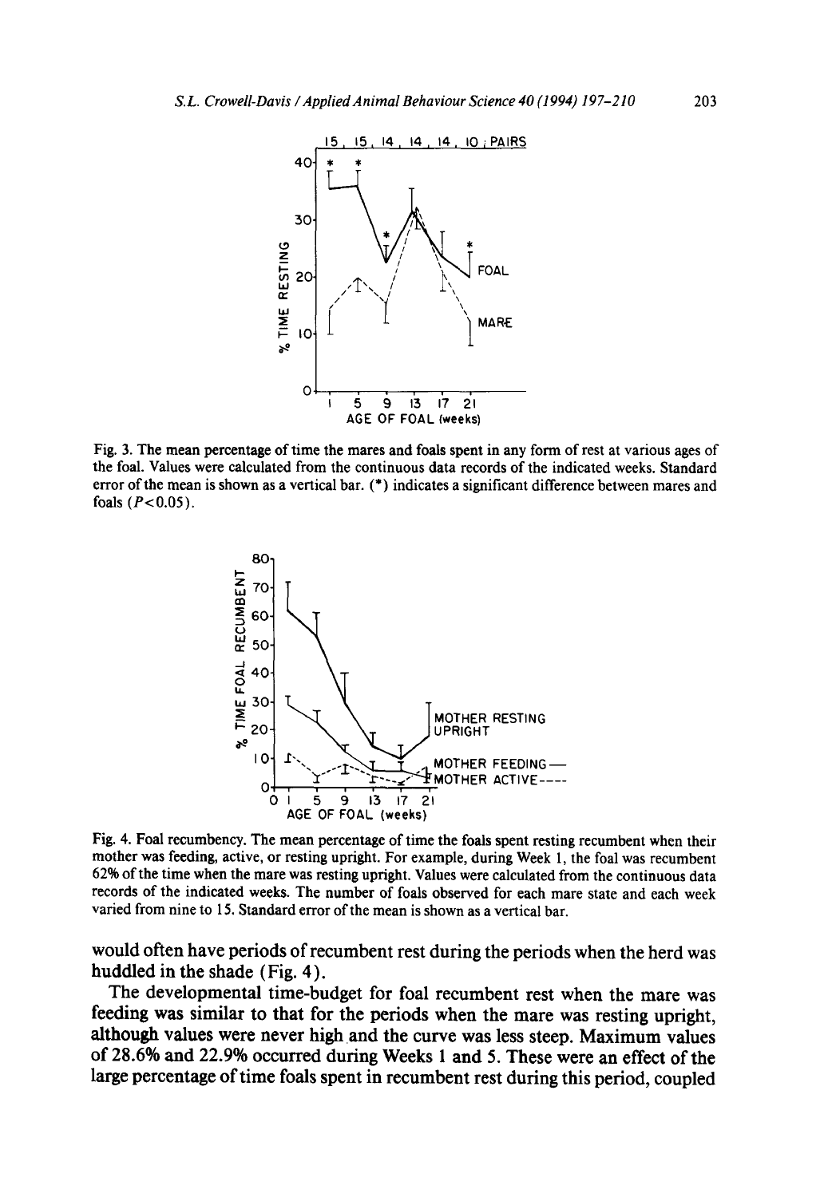Fig. 3. The mean percentage of time the mares and foals spent in any form of rest at various ages of the foal. Values were calculated from the continuous data records of the indicated weeks. Standard error of the mean is shown as a vertical bar. (*) indicates a significant difference between mares and foals ($P<0.05$).

Fig. 4. Foal recumbency. The mean percentage of time the foals spent resting recumbent when their mother was feeding, active, or resting upright. For example, during Week 1, the foal was recumbent 62% of the time when the mare was resting upright. Values were calculated from the continuous data records of the indicated weeks. The number of foals observed for each mare state and each week varied from nine to 15. Standard error of the mean is shown as a vertical bar.

would often have periods of recumbent rest during the periods when the herd was huddled in the shade (Fig. 4).

The developmental time-budget for foal recumbent rest when the mare was feeding was similar to that for the periods when the mare was resting upright, although values were never high and the curve was less steep. Maximum values of 28.6% and 22.9% occurred during Weeks 1 and 5. These were an effect of the large percentage of time foals spent in recumbent rest during this period, coupled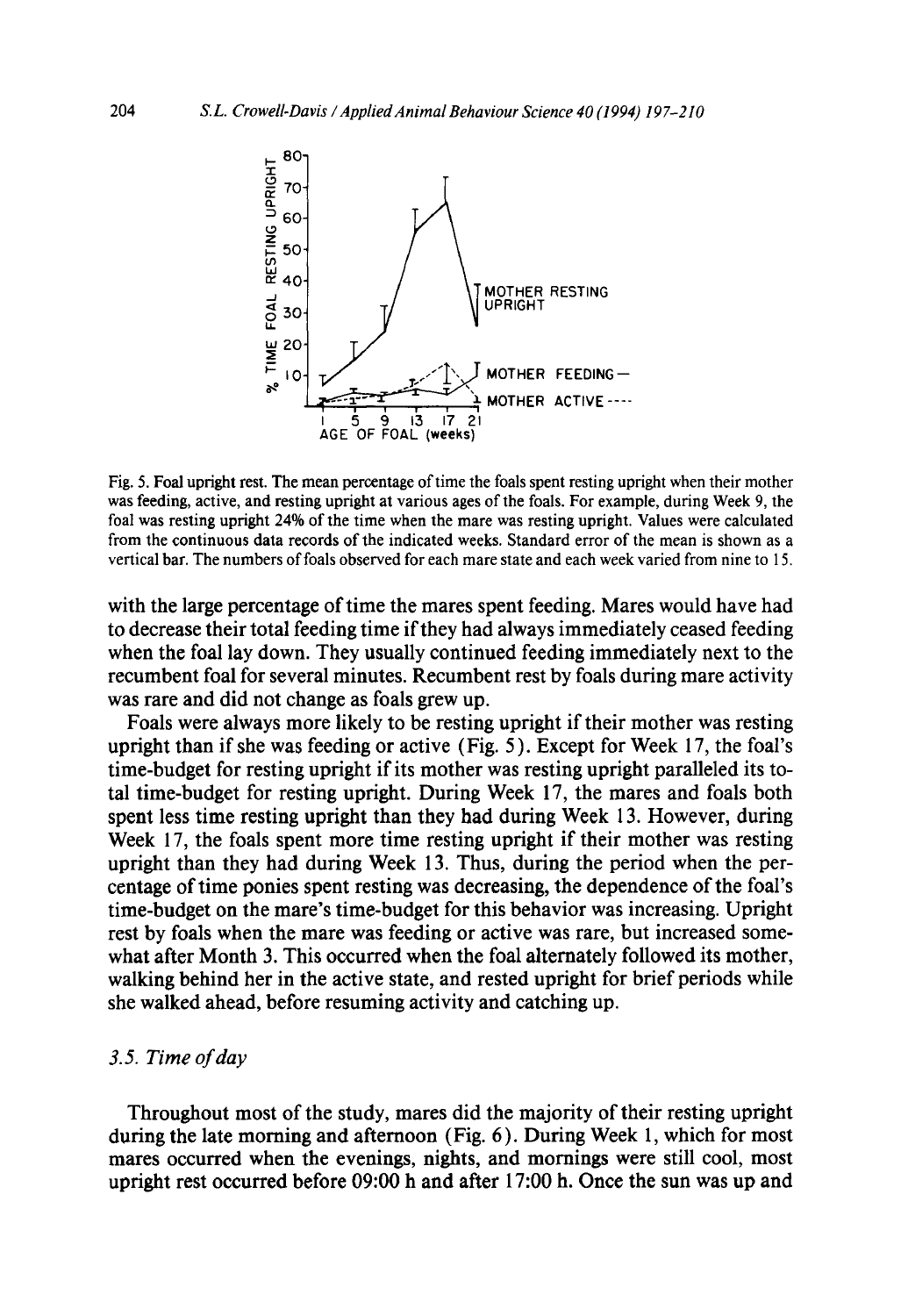Fig. 5. Foal upright rest. The mean percentage of time the foals spent resting upright when their mother was feeding, active, and resting upright at various ages of the foals. For example, during Week 9, the foal was resting upright 24% of the time when the mare was resting upright. Values were calculated from the continuous data records of the indicated weeks. Standard error of the mean is shown as a vertical bar. The numbers of foals observed for each mare state and each week varied from nine to 15.

with the large percentage of time the mares spent feeding. Mares would have had to decrease their total feeding time if they had always immediately ceased feeding when the foal lay down. They usually continued feeding immediately next to the recumbent foal for several minutes. Recumbent rest by foals during mare activity was rare and did not change as foals grew up.

Foals were always more likely to be resting upright if their mother was resting upright than if she was feeding or active (Fig. 5). Except for Week 17, the foal's time-budget for resting upright if its mother was resting upright paralleled its total time-budget for resting upright. During Week 17, the mares and foals both spent less time resting upright than they had during Week 13. However, during Week 17, the foals spent more time resting upright if their mother was resting upright than they had during Week 13. Thus, during the period when the percentage of time ponies spent resting was decreasing, the dependence of the foal's time-budget on the mare's time-budget for this behavior was increasing. Upright rest by foals when the mare was feeding or active was rare, but increased somewhat after Month 3. This occurred when the foal alternately followed its mother, walking behind her in the active state, and rested upright for brief periods while she walked ahead, before resuming activity and catching up.

### 3.5. *Time of day*

Throughout most of the study, mares did the majority of their resting upright during the late morning and afternoon (Fig. 6). During Week 1, which for most mares occurred when the evenings, nights, and mornings were still cool, most upright rest occurred before 09:00 h and after 17:00 h. Once the sun was up and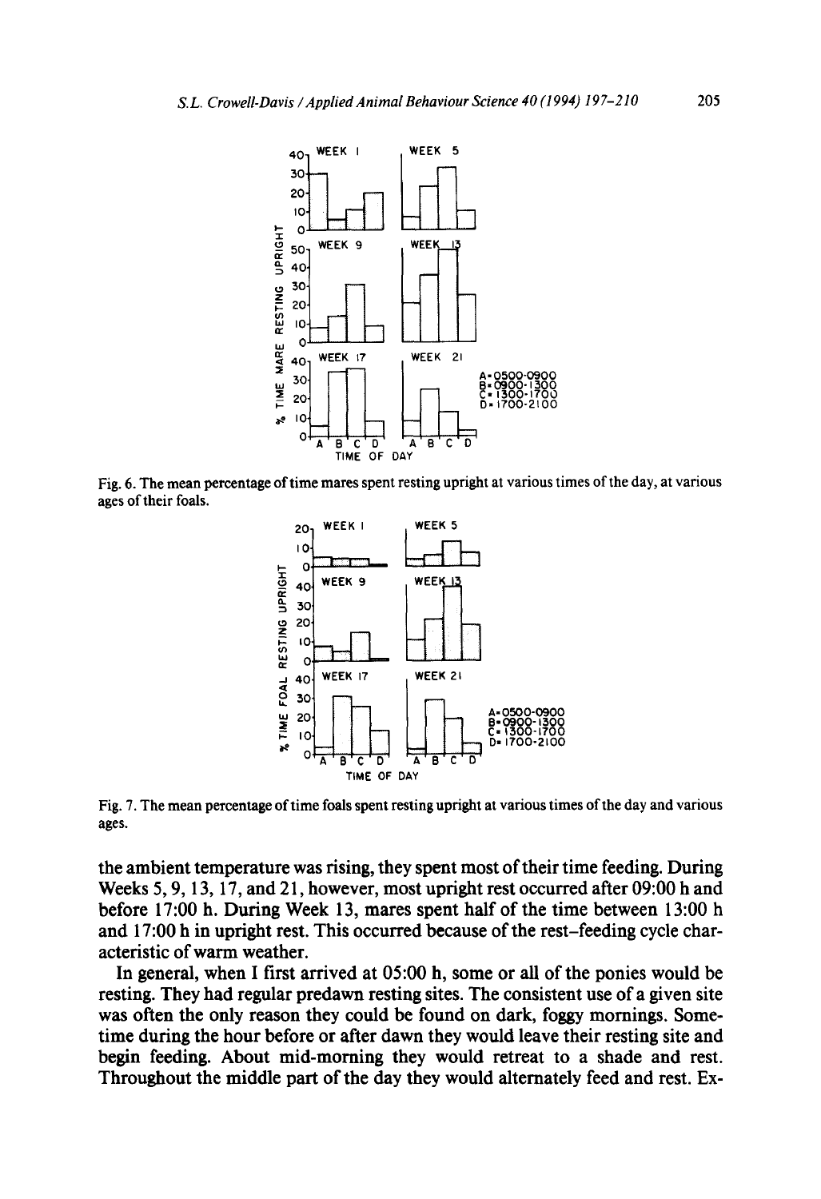Fig. 6. The mean percentage of time mares spent resting upright at various times of the day, at various ages of their foals.

Fig. 7. The mean percentage of time foals spent resting upright at various times of the day and various ages.

the ambient temperature was rising, they spent most of their time feeding. During Weeks 5, 9, 13, 17, and 21, however, most upright rest occurred after 09:00 h and before 17:00 h. During Week 13, mares spent half of the time between 13:00 h and 17:00 h in upright rest. This occurred because of the rest–feeding cycle characteristic of warm weather.

In general, when I first arrived at 05:00 h, some or all of the ponies would be resting. They had regular predawn resting sites. The consistent use of a given site was often the only reason they could be found on dark, foggy mornings. Sometime during the hour before or after dawn they would leave their resting site and begin feeding. About mid-morning they would retreat to a shade and rest. Throughout the middle part of the day they would alternately feed and rest. Ex-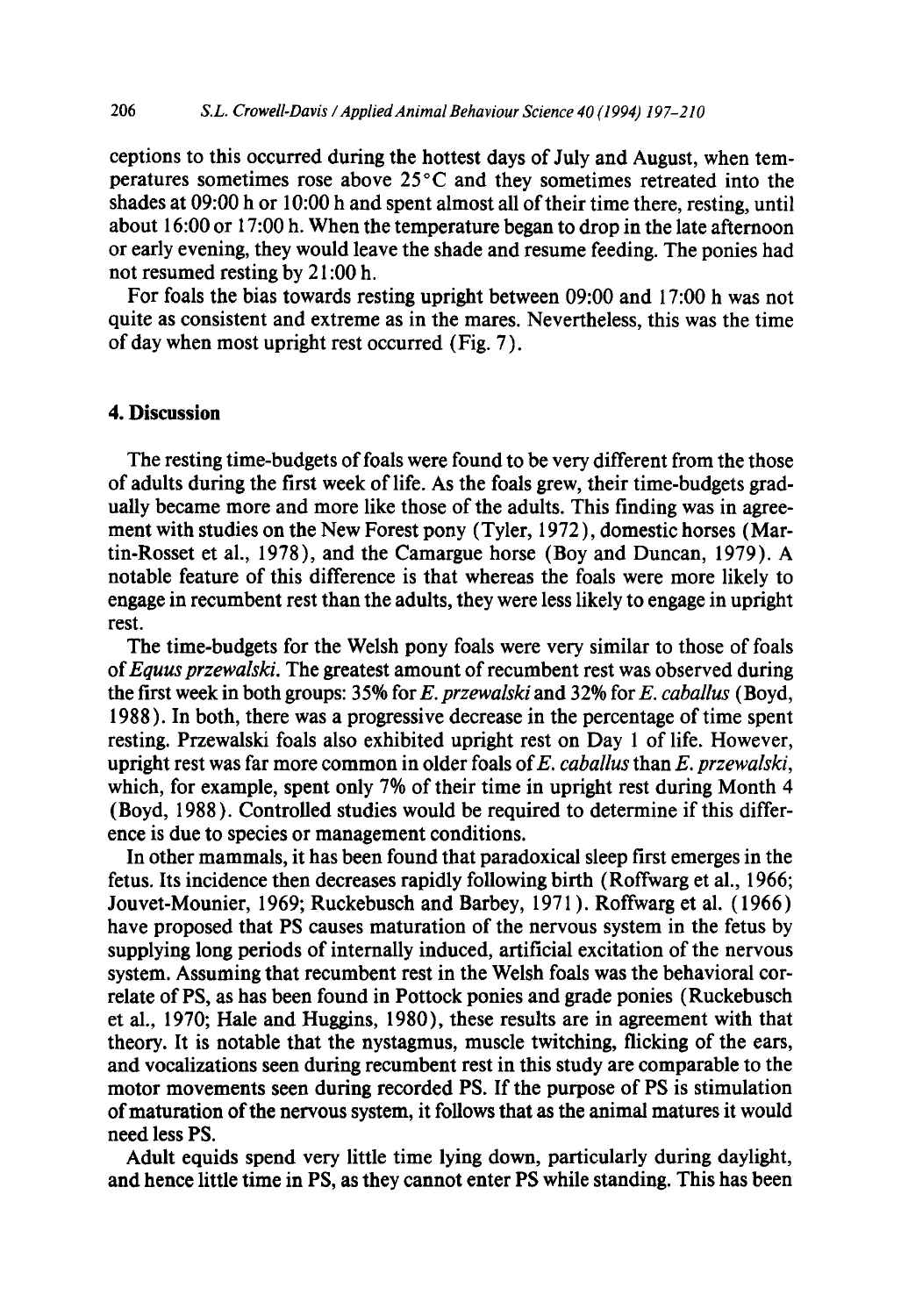ceptions to this occurred during the hottest days of July and August, when temperatures sometimes rose above 25°C and they sometimes retreated into the shades at 09:00 h or 10:00 h and spent almost all of their time there, resting, until about 16:00 or 17:00 h. When the temperature began to drop in the late afternoon or early evening, they would leave the shade and resume feeding. The ponies had not resumed resting by 21:00 h.

For foals the bias towards resting upright between 09:00 and 17:00 h was not quite as consistent and extreme as in the mares. Nevertheless, this was the time of day when most upright rest occurred (Fig. 7).

## 4. Discussion

The resting time-budgets of foals were found to be very different from the those of adults during the first week of life. As the foals grew, their time-budgets gradually became more and more like those of the adults. This finding was in agreement with studies on the New Forest pony (Tyler, 1972), domestic horses (Martin-Rosset et al., 1978), and the Camargue horse (Boy and Duncan, 1979). A notable feature of this difference is that whereas the foals were more likely to engage in recumbent rest than the adults, they were less likely to engage in upright rest.

The time-budgets for the Welsh pony foals were very similar to those of foals of *Equus przewalski*. The greatest amount of recumbent rest was observed during the first week in both groups: 35% for *E. przewalski* and 32% for *E. caballus* (Boyd, 1988). In both, there was a progressive decrease in the percentage of time spent resting. Przewalski foals also exhibited upright rest on Day 1 of life. However, upright rest was far more common in older foals of *E. caballus* than *E. przewalski*, which, for example, spent only 7% of their time in upright rest during Month 4 (Boyd, 1988). Controlled studies would be required to determine if this difference is due to species or management conditions.

In other mammals, it has been found that paradoxical sleep first emerges in the fetus. Its incidence then decreases rapidly following birth (Roffwarg et al., 1966; Jouvet-Mounier, 1969; Ruckebusch and Barbey, 1971). Roffwarg et al. (1966) have proposed that PS causes maturation of the nervous system in the fetus by supplying long periods of internally induced, artificial excitation of the nervous system. Assuming that recumbent rest in the Welsh foals was the behavioral correlate of PS, as has been found in Pottock ponies and grade ponies (Ruckebusch et al., 1970; Hale and Huggins, 1980), these results are in agreement with that theory. It is notable that the nystagmus, muscle twitching, flicking of the ears, and vocalizations seen during recumbent rest in this study are comparable to the motor movements seen during recorded PS. If the purpose of PS is stimulation of maturation of the nervous system, it follows that as the animal matures it would need less PS.

Adult equids spend very little time lying down, particularly during daylight, and hence little time in PS, as they cannot enter PS while standing. This has been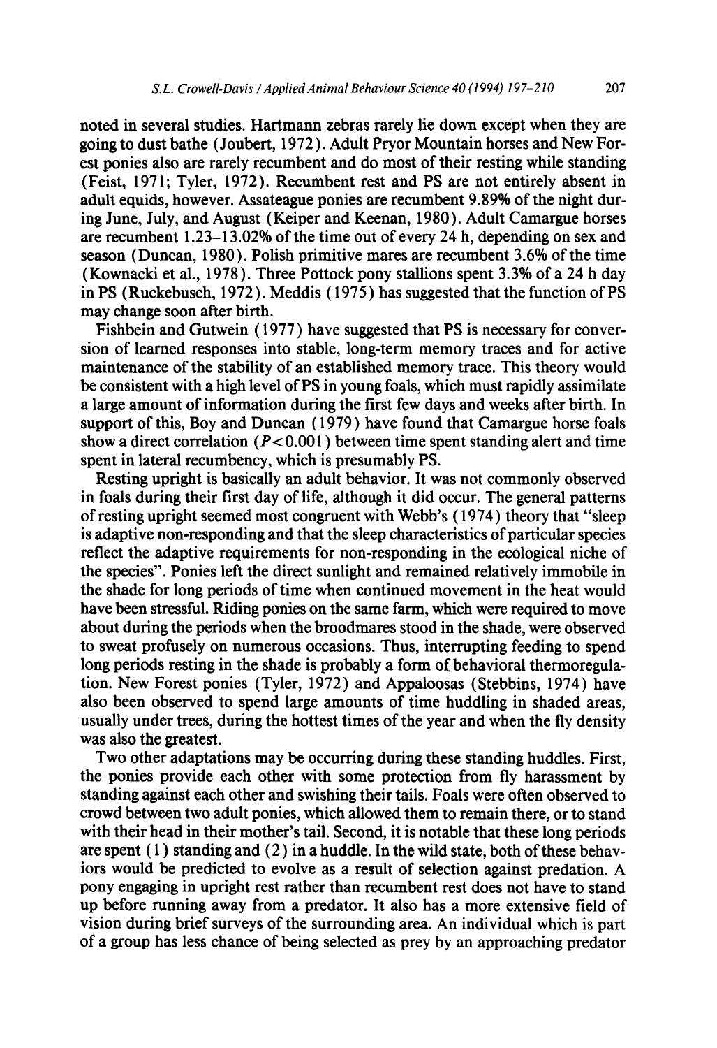noted in several studies. Hartmann zebras rarely lie down except when they are going to dust bathe (Joubert, 1972). Adult Pryor Mountain horses and New Forest ponies also are rarely recumbent and do most of their resting while standing (Feist, 1971; Tyler, 1972). Recumbent rest and PS are not entirely absent in adult equids, however. Assateague ponies are recumbent 9.89% of the night during June, July, and August (Keiper and Keenan, 1980). Adult Camargue horses are recumbent 1.23–13.02% of the time out of every 24 h, depending on sex and season (Duncan, 1980). Polish primitive mares are recumbent 3.6% of the time (Kownacki et al., 1978). Three Pottock pony stallions spent 3.3% of a 24 h day in PS (Ruckebusch, 1972). Meddis (1975) has suggested that the function of PS may change soon after birth.

Fishbein and Gutwein (1977) have suggested that PS is necessary for conversion of learned responses into stable, long-term memory traces and for active maintenance of the stability of an established memory trace. This theory would be consistent with a high level of PS in young foals, which must rapidly assimilate a large amount of information during the first few days and weeks after birth. In support of this, Boy and Duncan (1979) have found that Camargue horse foals show a direct correlation ($P < 0.001$) between time spent standing alert and time spent in lateral recumbency, which is presumably PS.

Resting upright is basically an adult behavior. It was not commonly observed in foals during their first day of life, although it did occur. The general patterns of resting upright seemed most congruent with Webb's (1974) theory that "sleep is adaptive non-responding and that the sleep characteristics of particular species reflect the adaptive requirements for non-responding in the ecological niche of the species". Ponies left the direct sunlight and remained relatively immobile in the shade for long periods of time when continued movement in the heat would have been stressful. Riding ponies on the same farm, which were required to move about during the periods when the broodmares stood in the shade, were observed to sweat profusely on numerous occasions. Thus, interrupting feeding to spend long periods resting in the shade is probably a form of behavioral thermoregulation. New Forest ponies (Tyler, 1972) and Appaloosas (Stebbins, 1974) have also been observed to spend large amounts of time huddling in shaded areas, usually under trees, during the hottest times of the year and when the fly density was also the greatest.

Two other adaptations may be occurring during these standing huddles. First, the ponies provide each other with some protection from fly harassment by standing against each other and swishing their tails. Foals were often observed to crowd between two adult ponies, which allowed them to remain there, or to stand with their head in their mother's tail. Second, it is notable that these long periods are spent (1) standing and (2) in a huddle. In the wild state, both of these behaviors would be predicted to evolve as a result of selection against predation. A pony engaging in upright rest rather than recumbent rest does not have to stand up before running away from a predator. It also has a more extensive field of vision during brief surveys of the surrounding area. An individual which is part of a group has less chance of being selected as prey by an approaching predator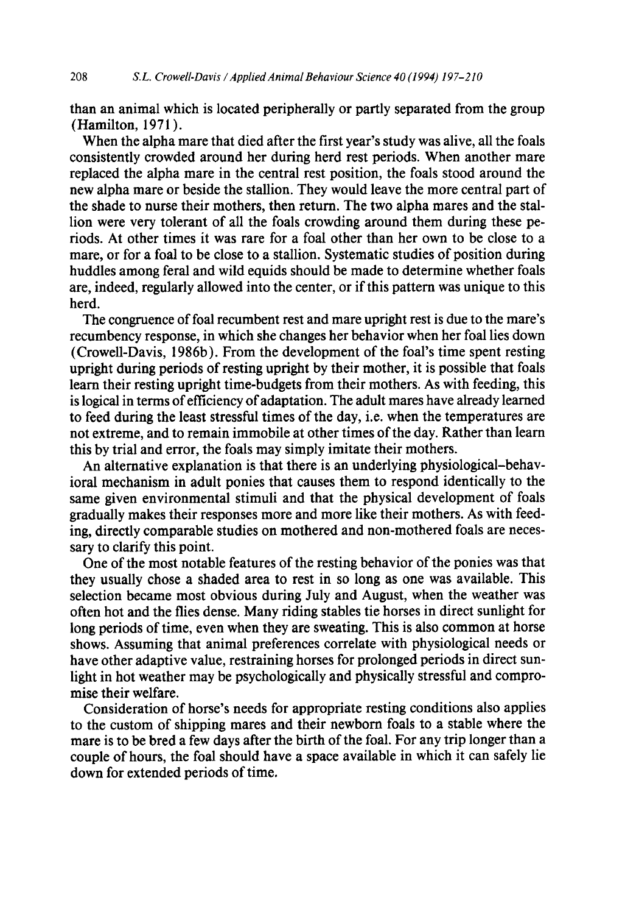than an animal which is located peripherally or partly separated from the group (Hamilton, 1971).

When the alpha mare that died after the first year's study was alive, all the foals consistently crowded around her during herd rest periods. When another mare replaced the alpha mare in the central rest position, the foals stood around the new alpha mare or beside the stallion. They would leave the more central part of the shade to nurse their mothers, then return. The two alpha mares and the stallion were very tolerant of all the foals crowding around them during these periods. At other times it was rare for a foal other than her own to be close to a mare, or for a foal to be close to a stallion. Systematic studies of position during huddles among feral and wild equids should be made to determine whether foals are, indeed, regularly allowed into the center, or if this pattern was unique to this herd.

The congruence of foal recumbent rest and mare upright rest is due to the mare's recumbency response, in which she changes her behavior when her foal lies down (Crowell-Davis, 1986b). From the development of the foal's time spent resting upright during periods of resting upright by their mother, it is possible that foals learn their resting upright time-budgets from their mothers. As with feeding, this is logical in terms of efficiency of adaptation. The adult mares have already learned to feed during the least stressful times of the day, i.e. when the temperatures are not extreme, and to remain immobile at other times of the day. Rather than learn this by trial and error, the foals may simply imitate their mothers.

An alternative explanation is that there is an underlying physiological–behavioral mechanism in adult ponies that causes them to respond identically to the same given environmental stimuli and that the physical development of foals gradually makes their responses more and more like their mothers. As with feeding, directly comparable studies on mothered and non-mothered foals are necessary to clarify this point.

One of the most notable features of the resting behavior of the ponies was that they usually chose a shaded area to rest in so long as one was available. This selection became most obvious during July and August, when the weather was often hot and the flies dense. Many riding stables tie horses in direct sunlight for long periods of time, even when they are sweating. This is also common at horse shows. Assuming that animal preferences correlate with physiological needs or have other adaptive value, restraining horses for prolonged periods in direct sunlight in hot weather may be psychologically and physically stressful and compromise their welfare.

Consideration of horse's needs for appropriate resting conditions also applies to the custom of shipping mares and their newborn foals to a stable where the mare is to be bred a few days after the birth of the foal. For any trip longer than a couple of hours, the foal should have a space available in which it can safely lie down for extended periods of time.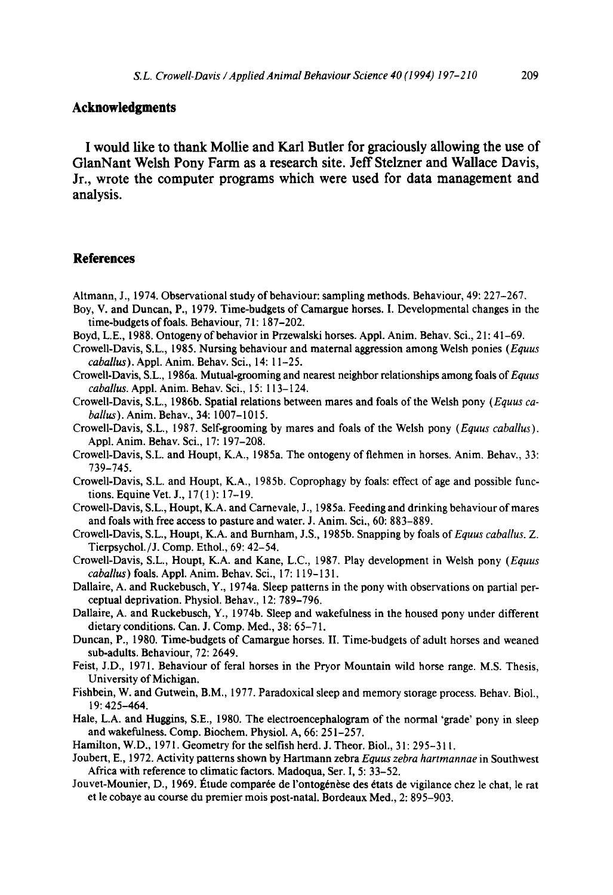## Acknowledgments

I would like to thank Mollie and Karl Butler for graciously allowing the use of GlanNant Welsh Pony Farm as a research site. Jeff Stelzner and Wallace Davis, Jr., wrote the computer programs which were used for data management and analysis.

## References

Altmann, J., 1974. Observational study of behaviour: sampling methods. Behaviour, 49: 227–267.

Boy, V. and Duncan, P., 1979. Time-budgets of Camargue horses. I. Developmental changes in the time-budgets of foals. Behaviour, 71: 187–202.

Boyd, L.E., 1988. Ontogeny of behavior in Przewalski horses. Appl. Anim. Behav. Sci., 21: 41–69.

Crowell-Davis, S.L., 1985. Nursing behaviour and maternal aggression among Welsh ponies (*Equus caballus*). Appl. Anim. Behav. Sci., 14: 11–25.

Crowell-Davis, S.L., 1986a. Mutual-grooming and nearest neighbor relationships among foals of *Equus caballus*. Appl. Anim. Behav. Sci., 15: 113–124.

Crowell-Davis, S.L., 1986b. Spatial relations between mares and foals of the Welsh pony (*Equus caballus*). Anim. Behav., 34: 1007–1015.

Crowell-Davis, S.L., 1987. Self-grooming by mares and foals of the Welsh pony (*Equus caballus*). Appl. Anim. Behav. Sci., 17: 197–208.

Crowell-Davis, S.L. and Houpt, K.A., 1985a. The ontogeny of flehmen in horses. Anim. Behav., 33: 739–745.

Crowell-Davis, S.L. and Houpt, K.A., 1985b. Coprophagy by foals: effect of age and possible functions. Equine Vet. J., 17(1): 17–19.

Crowell-Davis, S.L., Houpt, K.A. and Carnevale, J., 1985a. Feeding and drinking behaviour of mares and foals with free access to pasture and water. J. Anim. Sci., 60: 883–889.

Crowell-Davis, S.L., Houpt, K.A. and Burnham, J.S., 1985b. Snapping by foals of *Equus caballus*. Z. Tierpsychol./J. Comp. Ethol., 69: 42–54.

Crowell-Davis, S.L., Houpt, K.A. and Kane, L.C., 1987. Play development in Welsh pony (*Equus caballus*) foals. Appl. Anim. Behav. Sci., 17: 119–131.

Dallaire, A. and Ruckebusch, Y., 1974a. Sleep patterns in the pony with observations on partial perceptual deprivation. Physiol. Behav., 12: 789–796.

Dallaire, A. and Ruckebusch, Y., 1974b. Sleep and wakefulness in the housed pony under different dietary conditions. Can. J. Comp. Med., 38: 65–71.

Duncan, P., 1980. Time-budgets of Camargue horses. II. Time-budgets of adult horses and weaned sub-adults. Behaviour, 72: 2649.

Feist, J.D., 1971. Behaviour of feral horses in the Pryor Mountain wild horse range. M.S. Thesis, University of Michigan.

Fishbein, W. and Gutwein, B.M., 1977. Paradoxical sleep and memory storage process. Behav. Biol., 19: 425–464.

Hale, L.A. and Huggins, S.E., 1980. The electroencephalogram of the normal 'grade' pony in sleep and wakefulness. Comp. Biochem. Physiol. A, 66: 251–257.

Hamilton, W.D., 1971. Geometry for the selfish herd. J. Theor. Biol., 31: 295–311.

Joubert, E., 1972. Activity patterns shown by Hartmann zebra *Equus zebra hartmannae* in Southwest Africa with reference to climatic factors. Madoqua, Ser. I, 5: 33–52.

Jouvet-Mounier, D., 1969. Étude comparée de l'ontogénèse des états de vigilance chez le chat, le rat et le cobaye au course du premier mois post-natal. Bordeaux Med., 2: 895–903.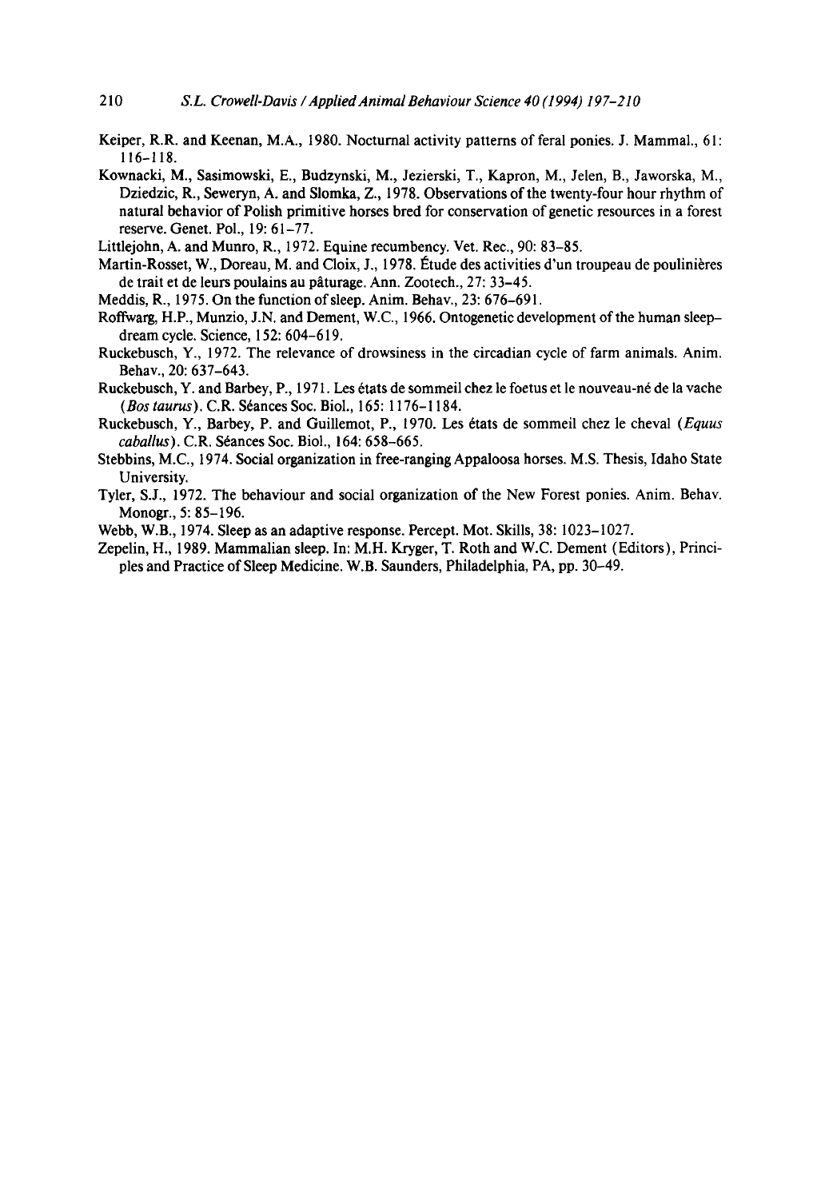Keiper, R.R. and Keenan, M.A., 1980. Nocturnal activity patterns of feral ponies. J. Mammal., 61: 116–118.

Kownacki, M., Sasimowski, E., Budzynski, M., Jezierski, T., Kapron, M., Jelen, B., Jaworska, M., Dziedzic, R., Seweryn, A. and Slomka, Z., 1978. Observations of the twenty-four hour rhythm of natural behavior of Polish primitive horses bred for conservation of genetic resources in a forest reserve. Genet. Pol., 19: 61–77.

Littlejohn, A. and Munro, R., 1972. Equine recumbency. Vet. Rec., 90: 83–85.

Martin-Rosset, W., Doreau, M. and Cloix, J., 1978. Étude des activities d'un troupeau de poulinières de trait et de leurs poulains au pâturage. Ann. Zootech., 27: 33–45.

Meddis, R., 1975. On the function of sleep. Anim. Behav., 23: 676–691.

Roffwarg, H.P., Munzio, J.N. and Dement, W.C., 1966. Ontogenetic development of the human sleep–dream cycle. Science, 152: 604–619.

Ruckebusch, Y., 1972. The relevance of drowsiness in the circadian cycle of farm animals. Anim. Behav., 20: 637–643.

Ruckebusch, Y. and Barbey, P., 1971. Les états de sommeil chez le foetus et le nouveau-né de la vache (*Bos taurus*). C.R. Séances Soc. Biol., 165: 1176–1184.

Ruckebusch, Y., Barbey, P. and Guillemot, P., 1970. Les états de sommeil chez le cheval (*Equus caballus*). C.R. Séances Soc. Biol., 164: 658–665.

Stebbins, M.C., 1974. Social organization in free-ranging Appaloosa horses. M.S. Thesis, Idaho State University.

Tyler, S.J., 1972. The behaviour and social organization of the New Forest ponies. Anim. Behav. Monogr., 5: 85–196.

Webb, W.B., 1974. Sleep as an adaptive response. Percept. Mot. Skills, 38: 1023–1027.

Zepelin, H., 1989. Mammalian sleep. In: M.H. Kryger, T. Roth and W.C. Dement (Editors), Principles and Practice of Sleep Medicine. W.B. Saunders, Philadelphia, PA, pp. 30–49.